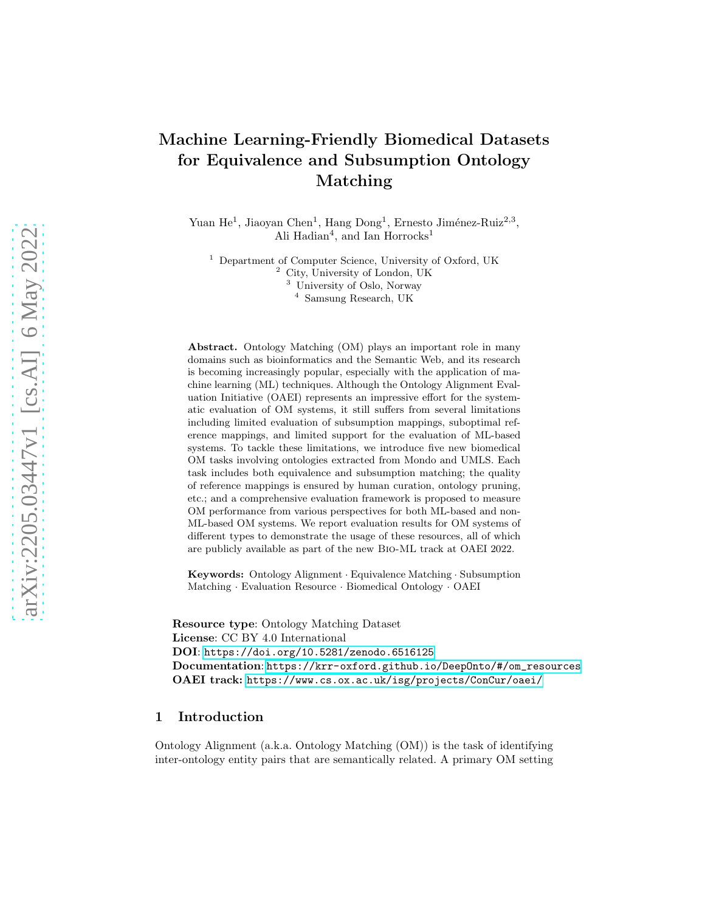# Machine Learning-Friendly Biomedical Datasets for Equivalence and Subsumption Ontology Matching

Yuan He[1], Jiaoyan Chen[1], Hang Dong[1], Ernesto Jiménez-Ruiz[2,3], Ali Hadian[4], and Ian Horrocks[1]

[1] Department of Computer Science, University of Oxford, UK
[2] City, University of London, UK
[3] University of Oslo, Norway
[4] Samsung Research, UK

**Abstract.** Ontology Matching (OM) plays an important role in many domains such as bioinformatics and the Semantic Web, and its research is becoming increasingly popular, especially with the application of machine learning (ML) techniques. Although the Ontology Alignment Evaluation Initiative (OAEI) represents an impressive effort for the systematic evaluation of OM systems, it still suffers from several limitations including limited evaluation of subsumption mappings, suboptimal reference mappings, and limited support for the evaluation of ML-based systems. To tackle these limitations, we introduce five new biomedical OM tasks involving ontologies extracted from Mondo and UMLS. Each task includes both equivalence and subsumption matching; the quality of reference mappings is ensured by human curation, ontology pruning, etc.; and a comprehensive evaluation framework is proposed to measure OM performance from various perspectives for both ML-based and non-ML-based OM systems. We report evaluation results for OM systems of different types to demonstrate the usage of these resources, all of which are publicly available as part of the new Bio-ML track at OAEI 2022.

**Keywords:** Ontology Alignment · Equivalence Matching · Subsumption Matching · Evaluation Resource · Biomedical Ontology · OAEI

**Resource type**: Ontology Matching Dataset
**License**: CC BY 4.0 International
**DOI**: https://doi.org/10.5281/zenodo.6516125
**Documentation**: https://krr-oxford.github.io/DeepOnto/#/om_resources
**OAEI track:** https://www.cs.ox.ac.uk/isg/projects/ConCur/oaei/

## 1 Introduction

Ontology Alignment (a.k.a. Ontology Matching (OM)) is the task of identifying inter-ontology entity pairs that are semantically related. A primary OM setting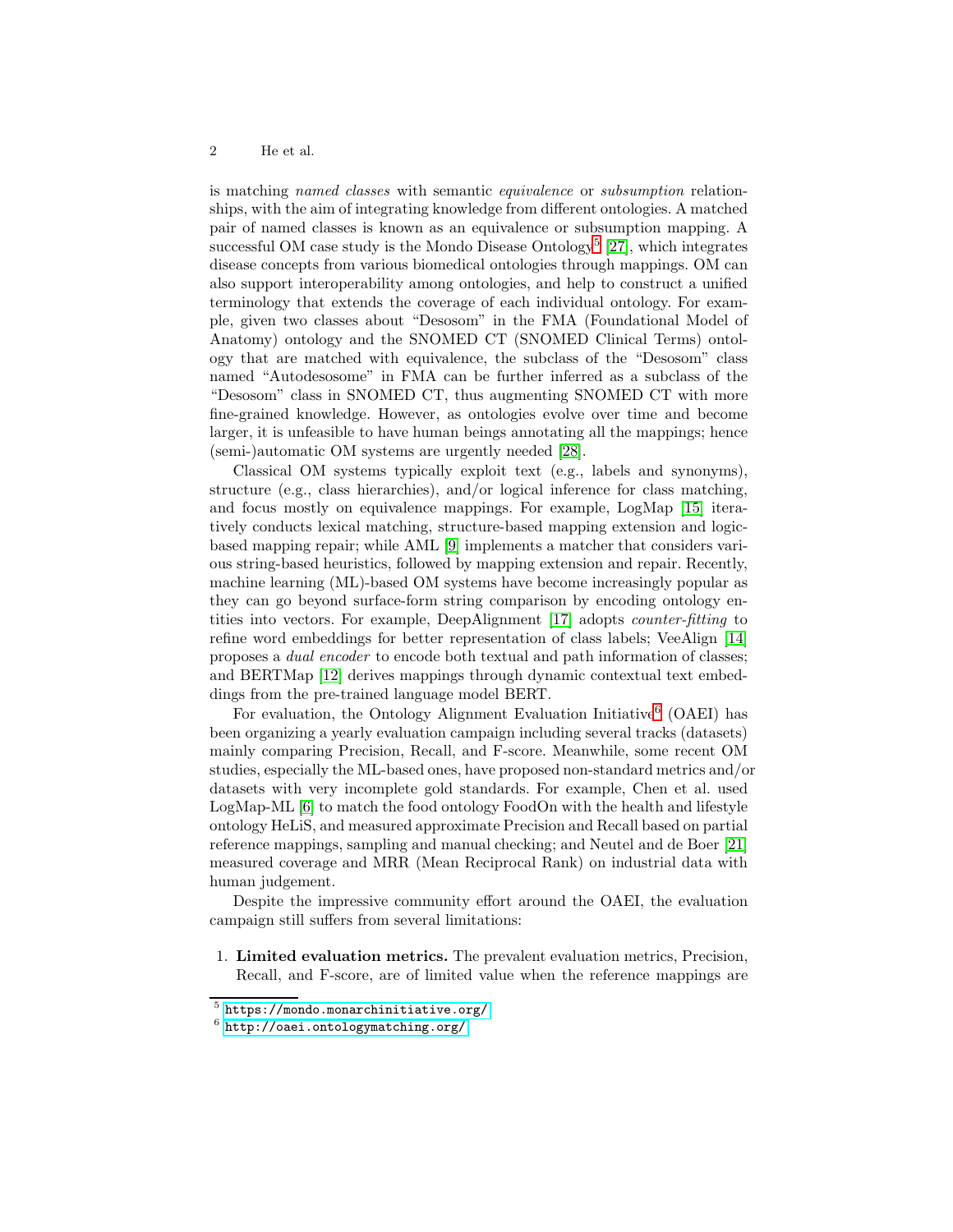is matching *named classes* with semantic *equivalence* or *subsumption* relationships, with the aim of integrating knowledge from different ontologies. A matched pair of named classes is known as an equivalence or subsumption mapping. A successful OM case study is the Mondo Disease Ontology[5] [27], which integrates disease concepts from various biomedical ontologies through mappings. OM can also support interoperability among ontologies, and help to construct a unified terminology that extends the coverage of each individual ontology. For example, given two classes about "Desosom" in the FMA (Foundational Model of Anatomy) ontology and the SNOMED CT (SNOMED Clinical Terms) ontology that are matched with equivalence, the subclass of the "Desosom" class named "Autodesosome" in FMA can be further inferred as a subclass of the "Desosom" class in SNOMED CT, thus augmenting SNOMED CT with more fine-grained knowledge. However, as ontologies evolve over time and become larger, it is unfeasible to have human beings annotating all the mappings; hence (semi-)automatic OM systems are urgently needed [28].

Classical OM systems typically exploit text (e.g., labels and synonyms), structure (e.g., class hierarchies), and/or logical inference for class matching, and focus mostly on equivalence mappings. For example, LogMap [15] iteratively conducts lexical matching, structure-based mapping extension and logic-based mapping repair; while AML [9] implements a matcher that considers various string-based heuristics, followed by mapping extension and repair. Recently, machine learning (ML)-based OM systems have become increasingly popular as they can go beyond surface-form string comparison by encoding ontology entities into vectors. For example, DeepAlignment [17] adopts *counter-fitting* to refine word embeddings for better representation of class labels; VeeAlign [14] proposes a *dual encoder* to encode both textual and path information of classes; and BERTMap [12] derives mappings through dynamic contextual text embeddings from the pre-trained language model BERT.

For evaluation, the Ontology Alignment Evaluation Initiative[6] (OAEI) has been organizing a yearly evaluation campaign including several tracks (datasets) mainly comparing Precision, Recall, and F-score. Meanwhile, some recent OM studies, especially the ML-based ones, have proposed non-standard metrics and/or datasets with very incomplete gold standards. For example, Chen et al. used LogMap-ML [6] to match the food ontology FoodOn with the health and lifestyle ontology HeLiS, and measured approximate Precision and Recall based on partial reference mappings, sampling and manual checking; and Neutel and de Boer [21] measured coverage and MRR (Mean Reciprocal Rank) on industrial data with human judgement.

Despite the impressive community effort around the OAEI, the evaluation campaign still suffers from several limitations:

1. **Limited evaluation metrics.** The prevalent evaluation metrics, Precision, Recall, and F-score, are of limited value when the reference mappings are

[5] https://mondo.monarchinitiative.org/

[6] http://oaei.ontologymatching.org/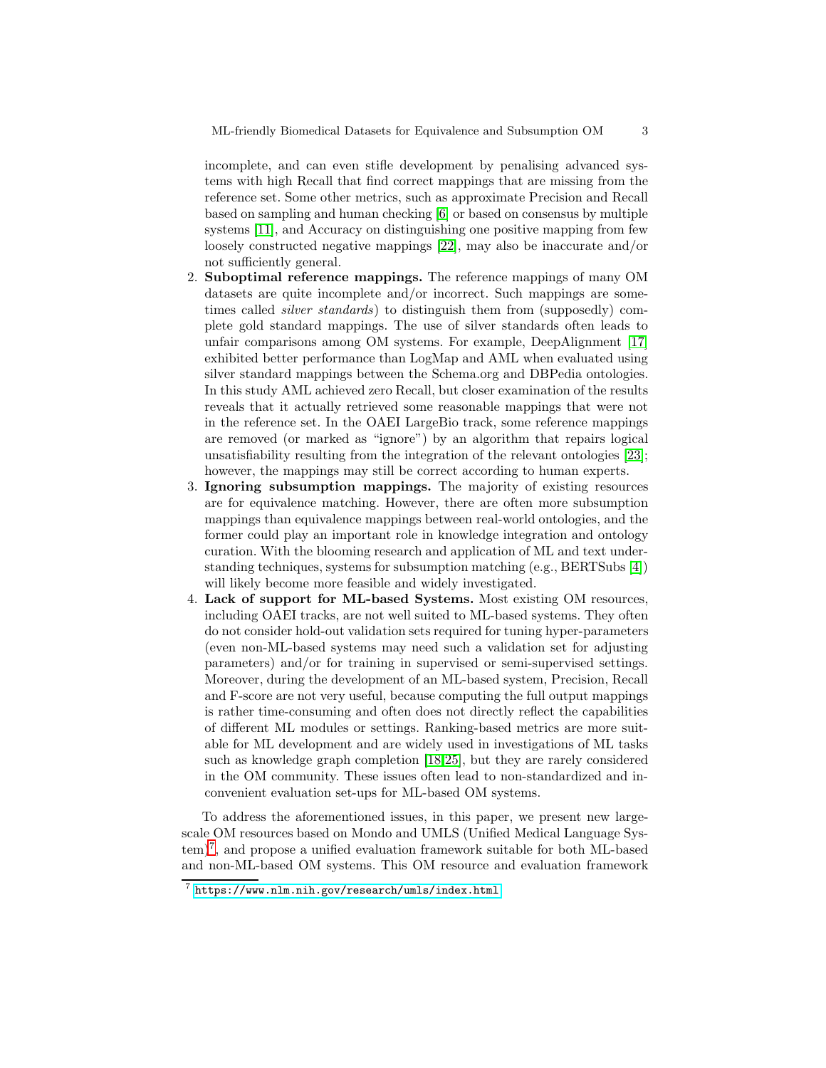incomplete, and can even stifle development by penalising advanced systems with high Recall that find correct mappings that are missing from the reference set. Some other metrics, such as approximate Precision and Recall based on sampling and human checking [6] or based on consensus by multiple systems [11], and Accuracy on distinguishing one positive mapping from few loosely constructed negative mappings [22], may also be inaccurate and/or not sufficiently general.

2. **Suboptimal reference mappings.** The reference mappings of many OM datasets are quite incomplete and/or incorrect. Such mappings are sometimes called *silver standards*) to distinguish them from (supposedly) complete gold standard mappings. The use of silver standards often leads to unfair comparisons among OM systems. For example, DeepAlignment [17] exhibited better performance than LogMap and AML when evaluated using silver standard mappings between the Schema.org and DBPedia ontologies. In this study AML achieved zero Recall, but closer examination of the results reveals that it actually retrieved some reasonable mappings that were not in the reference set. In the OAEI LargeBio track, some reference mappings are removed (or marked as "ignore") by an algorithm that repairs logical unsatisfiability resulting from the integration of the relevant ontologies [23]; however, the mappings may still be correct according to human experts.
3. **Ignoring subsumption mappings.** The majority of existing resources are for equivalence matching. However, there are often more subsumption mappings than equivalence mappings between real-world ontologies, and the former could play an important role in knowledge integration and ontology curation. With the blooming research and application of ML and text understanding techniques, systems for subsumption matching (e.g., BERTSubs [4]) will likely become more feasible and widely investigated.
4. **Lack of support for ML-based Systems.** Most existing OM resources, including OAEI tracks, are not well suited to ML-based systems. They often do not consider hold-out validation sets required for tuning hyper-parameters (even non-ML-based systems may need such a validation set for adjusting parameters) and/or for training in supervised or semi-supervised settings. Moreover, during the development of an ML-based system, Precision, Recall and F-score are not very useful, because computing the full output mappings is rather time-consuming and often does not directly reflect the capabilities of different ML modules or settings. Ranking-based metrics are more suitable for ML development and are widely used in investigations of ML tasks such as knowledge graph completion [18,25], but they are rarely considered in the OM community. These issues often lead to non-standardized and inconvenient evaluation set-ups for ML-based OM systems.

To address the aforementioned issues, in this paper, we present new large-scale OM resources based on Mondo and UMLS (Unified Medical Language System)[7], and propose a unified evaluation framework suitable for both ML-based and non-ML-based OM systems. This OM resource and evaluation framework

[7] https://www.nlm.nih.gov/research/umls/index.html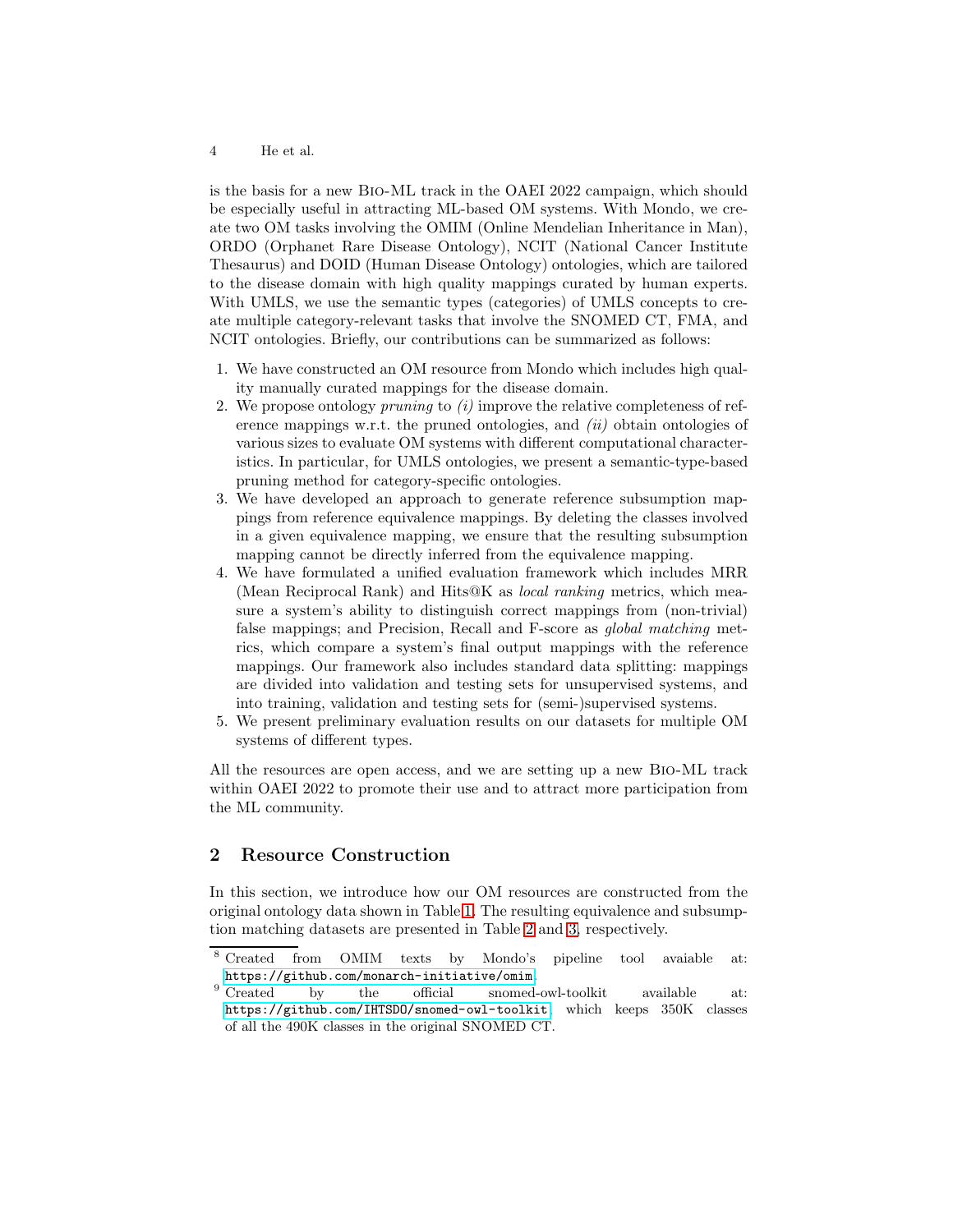is the basis for a new Bio-ML track in the OAEI 2022 campaign, which should be especially useful in attracting ML-based OM systems. With Mondo, we create two OM tasks involving the OMIM (Online Mendelian Inheritance in Man), ORDO (Orphanet Rare Disease Ontology), NCIT (National Cancer Institute Thesaurus) and DOID (Human Disease Ontology) ontologies, which are tailored to the disease domain with high quality mappings curated by human experts. With UMLS, we use the semantic types (categories) of UMLS concepts to create multiple category-relevant tasks that involve the SNOMED CT, FMA, and NCIT ontologies. Briefly, our contributions can be summarized as follows:

1. We have constructed an OM resource from Mondo which includes high quality manually curated mappings for the disease domain.
2. We propose ontology *pruning* to *(i)* improve the relative completeness of reference mappings w.r.t. the pruned ontologies, and *(ii)* obtain ontologies of various sizes to evaluate OM systems with different computational characteristics. In particular, for UMLS ontologies, we present a semantic-type-based pruning method for category-specific ontologies.
3. We have developed an approach to generate reference subsumption mappings from reference equivalence mappings. By deleting the classes involved in a given equivalence mapping, we ensure that the resulting subsumption mapping cannot be directly inferred from the equivalence mapping.
4. We have formulated a unified evaluation framework which includes MRR (Mean Reciprocal Rank) and Hits@K as *local ranking* metrics, which measure a system's ability to distinguish correct mappings from (non-trivial) false mappings; and Precision, Recall and F-score as *global matching* metrics, which compare a system's final output mappings with the reference mappings. Our framework also includes standard data splitting: mappings are divided into validation and testing sets for unsupervised systems, and into training, validation and testing sets for (semi-)supervised systems.
5. We present preliminary evaluation results on our datasets for multiple OM systems of different types.

All the resources are open access, and we are setting up a new Bio-ML track within OAEI 2022 to promote their use and to attract more participation from the ML community.

## 2 Resource Construction

In this section, we introduce how our OM resources are constructed from the original ontology data shown in Table 1. The resulting equivalence and subsumption matching datasets are presented in Table 2 and 3, respectively.

---

[8] Created from OMIM texts by Mondo's pipeline tool avaiable at: https://github.com/monarch-initiative/omim.

[9] Created by the official snomed-owl-toolkit available at: https://github.com/IHTSDO/snomed-owl-toolkit, which keeps 350K classes of all the 490K classes in the original SNOMED CT.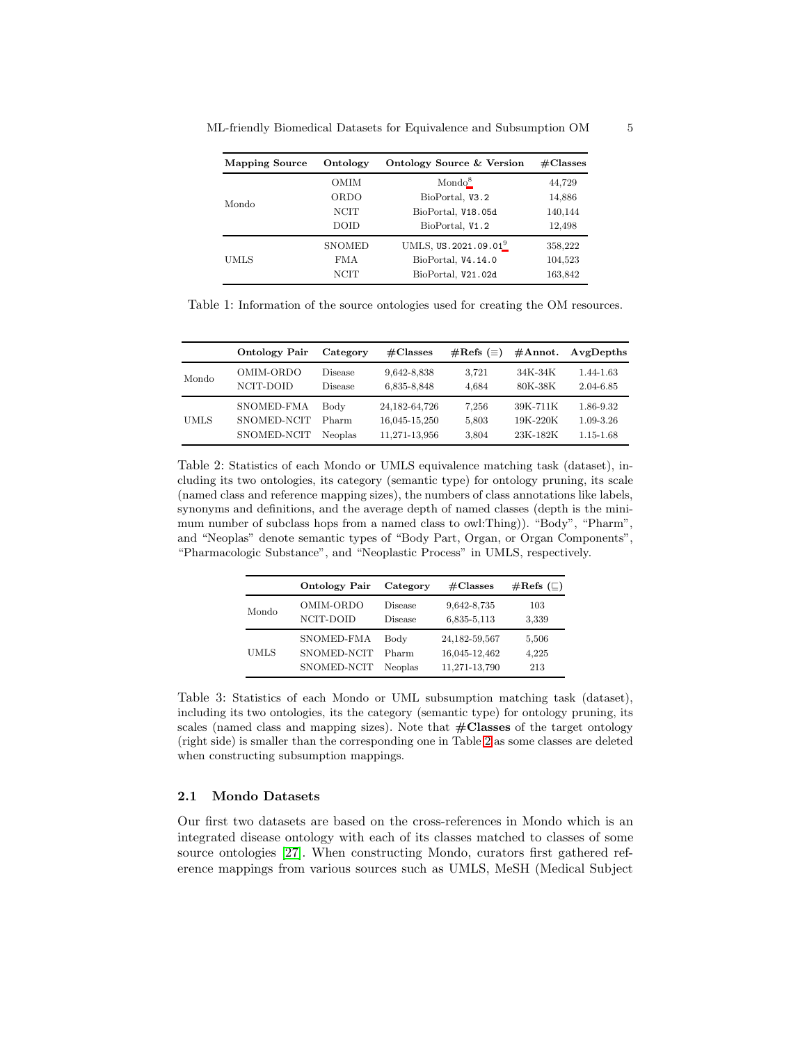| Mapping Source | Ontology | Ontology Source & Version | #Classes |
|---|---|---|---|
| Mondo | OMIM | Mondo[8] | 44,729 |
| | ORDO | BioPortal, `V3.2` | 14,886 |
| | NCIT | BioPortal, `V18.05d` | 140,144 |
| | DOID | BioPortal, `V1.2` | 12,498 |
| UMLS | SNOMED | UMLS, `US.2021.09.01`[9] | 358,222 |
| | FMA | BioPortal, `V4.14.0` | 104,523 |
| | NCIT | BioPortal, `V21.02d` | 163,842 |

Table 1: Information of the source ontologies used for creating the OM resources.

| | Ontology Pair | Category | #Classes | #Refs (≡) | #Annot. | AvgDepths |
|---|---|---|---|---|---|---|
| Mondo | OMIM-ORDO | Disease | 9,642-8,838 | 3,721 | 34K-34K | 1.44-1.63 |
| | NCIT-DOID | Disease | 6,835-8,848 | 4,684 | 80K-38K | 2.04-6.85 |
| UMLS | SNOMED-FMA | Body | 24,182-64,726 | 7,256 | 39K-711K | 1.86-9.32 |
| | SNOMED-NCIT | Pharm | 16,045-15,250 | 5,803 | 19K-220K | 1.09-3.26 |
| | SNOMED-NCIT | Neoplas | 11,271-13,956 | 3,804 | 23K-182K | 1.15-1.68 |

Table 2: Statistics of each Mondo or UMLS equivalence matching task (dataset), including its two ontologies, its category (semantic type) for ontology pruning, its scale (named class and reference mapping sizes), the numbers of class annotations like labels, synonyms and definitions, and the average depth of named classes (depth is the minimum number of subclass hops from a named class to owl:Thing)). "Body", "Pharm", and "Neoplas" denote semantic types of "Body Part, Organ, or Organ Components", "Pharmacologic Substance", and "Neoplastic Process" in UMLS, respectively.

| | Ontology Pair | Category | #Classes | #Refs (⊑) |
|---|---|---|---|---|
| Mondo | OMIM-ORDO | Disease | 9,642-8,735 | 103 |
| | NCIT-DOID | Disease | 6,835-5,113 | 3,339 |
| UMLS | SNOMED-FMA | Body | 24,182-59,567 | 5,506 |
| | SNOMED-NCIT | Pharm | 16,045-12,462 | 4,225 |
| | SNOMED-NCIT | Neoplas | 11,271-13,790 | 213 |

Table 3: Statistics of each Mondo or UML subsumption matching task (dataset), including its two ontologies, its the category (semantic type) for ontology pruning, its scales (named class and mapping sizes). Note that **#Classes** of the target ontology (right side) is smaller than the corresponding one in Table 2 as some classes are deleted when constructing subsumption mappings.

### 2.1 Mondo Datasets

Our first two datasets are based on the cross-references in Mondo which is an integrated disease ontology with each of its classes matched to classes of some source ontologies [27]. When constructing Mondo, curators first gathered reference mappings from various sources such as UMLS, MeSH (Medical Subject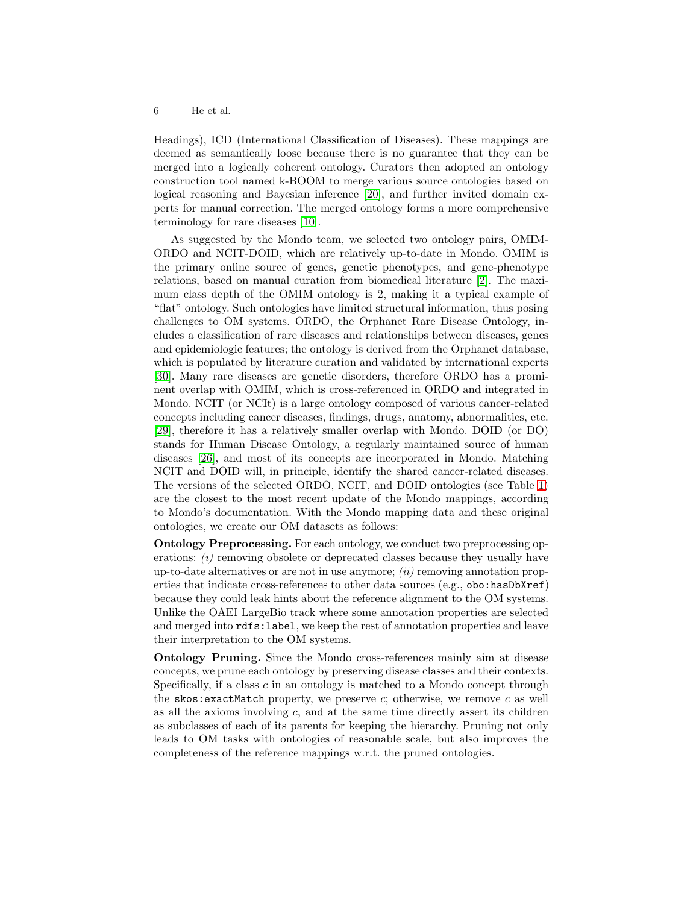Headings), ICD (International Classification of Diseases). These mappings are deemed as semantically loose because there is no guarantee that they can be merged into a logically coherent ontology. Curators then adopted an ontology construction tool named k-BOOM to merge various source ontologies based on logical reasoning and Bayesian inference [20], and further invited domain experts for manual correction. The merged ontology forms a more comprehensive terminology for rare diseases [10].

As suggested by the Mondo team, we selected two ontology pairs, OMIM-ORDO and NCIT-DOID, which are relatively up-to-date in Mondo. OMIM is the primary online source of genes, genetic phenotypes, and gene-phenotype relations, based on manual curation from biomedical literature [2]. The maximum class depth of the OMIM ontology is 2, making it a typical example of "flat" ontology. Such ontologies have limited structural information, thus posing challenges to OM systems. ORDO, the Orphanet Rare Disease Ontology, includes a classification of rare diseases and relationships between diseases, genes and epidemiologic features; the ontology is derived from the Orphanet database, which is populated by literature curation and validated by international experts [30]. Many rare diseases are genetic disorders, therefore ORDO has a prominent overlap with OMIM, which is cross-referenced in ORDO and integrated in Mondo. NCIT (or NCIt) is a large ontology composed of various cancer-related concepts including cancer diseases, findings, drugs, anatomy, abnormalities, etc. [29], therefore it has a relatively smaller overlap with Mondo. DOID (or DO) stands for Human Disease Ontology, a regularly maintained source of human diseases [26], and most of its concepts are incorporated in Mondo. Matching NCIT and DOID will, in principle, identify the shared cancer-related diseases. The versions of the selected ORDO, NCIT, and DOID ontologies (see Table 1) are the closest to the most recent update of the Mondo mappings, according to Mondo's documentation. With the Mondo mapping data and these original ontologies, we create our OM datasets as follows:

**Ontology Preprocessing.** For each ontology, we conduct two preprocessing operations: *(i)* removing obsolete or deprecated classes because they usually have up-to-date alternatives or are not in use anymore; *(ii)* removing annotation properties that indicate cross-references to other data sources (e.g., `obo:hasDbXref`) because they could leak hints about the reference alignment to the OM systems. Unlike the OAEI LargeBio track where some annotation properties are selected and merged into `rdfs:label`, we keep the rest of annotation properties and leave their interpretation to the OM systems.

**Ontology Pruning.** Since the Mondo cross-references mainly aim at disease concepts, we prune each ontology by preserving disease classes and their contexts. Specifically, if a class $c$ in an ontology is matched to a Mondo concept through the `skos:exactMatch` property, we preserve $c$; otherwise, we remove $c$ as well as all the axioms involving $c$, and at the same time directly assert its children as subclasses of each of its parents for keeping the hierarchy. Pruning not only leads to OM tasks with ontologies of reasonable scale, but also improves the completeness of the reference mappings w.r.t. the pruned ontologies.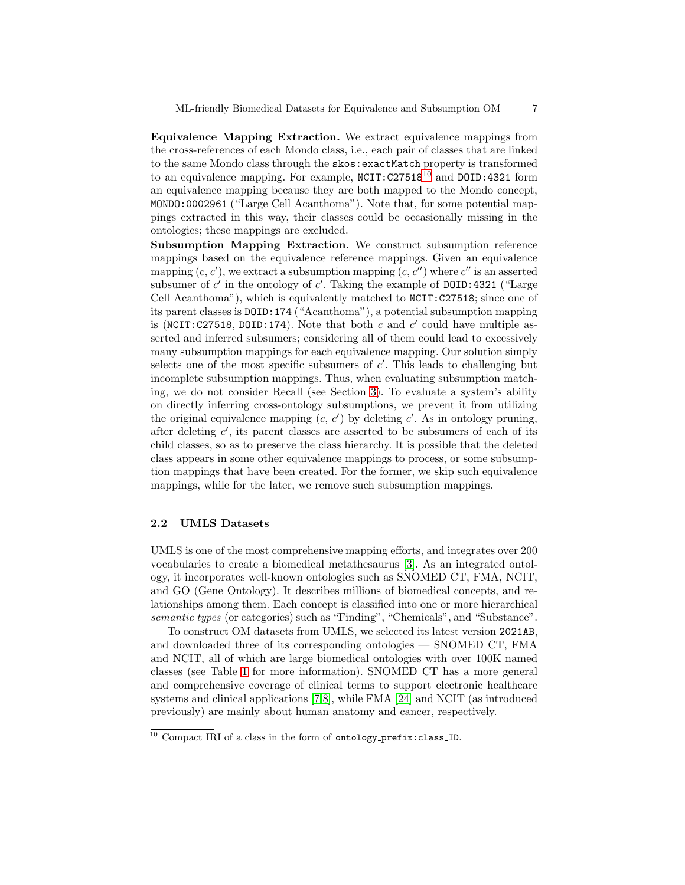**Equivalence Mapping Extraction.** We extract equivalence mappings from the cross-references of each Mondo class, i.e., each pair of classes that are linked to the same Mondo class through the `skos:exactMatch` property is transformed to an equivalence mapping. For example, `NCIT:C27518`[10] and `DOID:4321` form an equivalence mapping because they are both mapped to the Mondo concept, `MONDO:0002961` ("Large Cell Acanthoma"). Note that, for some potential mappings extracted in this way, their classes could be occasionally missing in the ontologies; these mappings are excluded.

**Subsumption Mapping Extraction.** We construct subsumption reference mappings based on the equivalence reference mappings. Given an equivalence mapping $(c, c')$, we extract a subsumption mapping $(c, c'')$ where $c''$ is an asserted subsumer of $c'$ in the ontology of $c'$. Taking the example of `DOID:4321` ("Large Cell Acanthoma"), which is equivalently matched to `NCIT:C27518`; since one of its parent classes is `DOID:174` ("Acanthoma"), a potential subsumption mapping is (`NCIT:C27518`, `DOID:174`). Note that both $c$ and $c'$ could have multiple asserted and inferred subsumers; considering all of them could lead to excessively many subsumption mappings for each equivalence mapping. Our solution simply selects one of the most specific subsumers of $c'$. This leads to challenging but incomplete subsumption mappings. Thus, when evaluating subsumption matching, we do not consider Recall (see Section 3). To evaluate a system's ability on directly inferring cross-ontology subsumptions, we prevent it from utilizing the original equivalence mapping $(c, c')$ by deleting $c'$. As in ontology pruning, after deleting $c'$, its parent classes are asserted to be subsumers of each of its child classes, so as to preserve the class hierarchy. It is possible that the deleted class appears in some other equivalence mappings to process, or some subsumption mappings that have been created. For the former, we skip such equivalence mappings, while for the later, we remove such subsumption mappings.

### 2.2 UMLS Datasets

UMLS is one of the most comprehensive mapping efforts, and integrates over 200 vocabularies to create a biomedical metathesaurus [3]. As an integrated ontology, it incorporates well-known ontologies such as SNOMED CT, FMA, NCIT, and GO (Gene Ontology). It describes millions of biomedical concepts, and relationships among them. Each concept is classified into one or more hierarchical *semantic types* (or categories) such as "Finding", "Chemicals", and "Substance".

To construct OM datasets from UMLS, we selected its latest version `2021AB`, and downloaded three of its corresponding ontologies — SNOMED CT, FMA and NCIT, all of which are large biomedical ontologies with over 100K named classes (see Table 1 for more information). SNOMED CT has a more general and comprehensive coverage of clinical terms to support electronic healthcare systems and clinical applications [7,8], while FMA [24] and NCIT (as introduced previously) are mainly about human anatomy and cancer, respectively.

[10] Compact IRI of a class in the form of `ontology_prefix:class_ID`.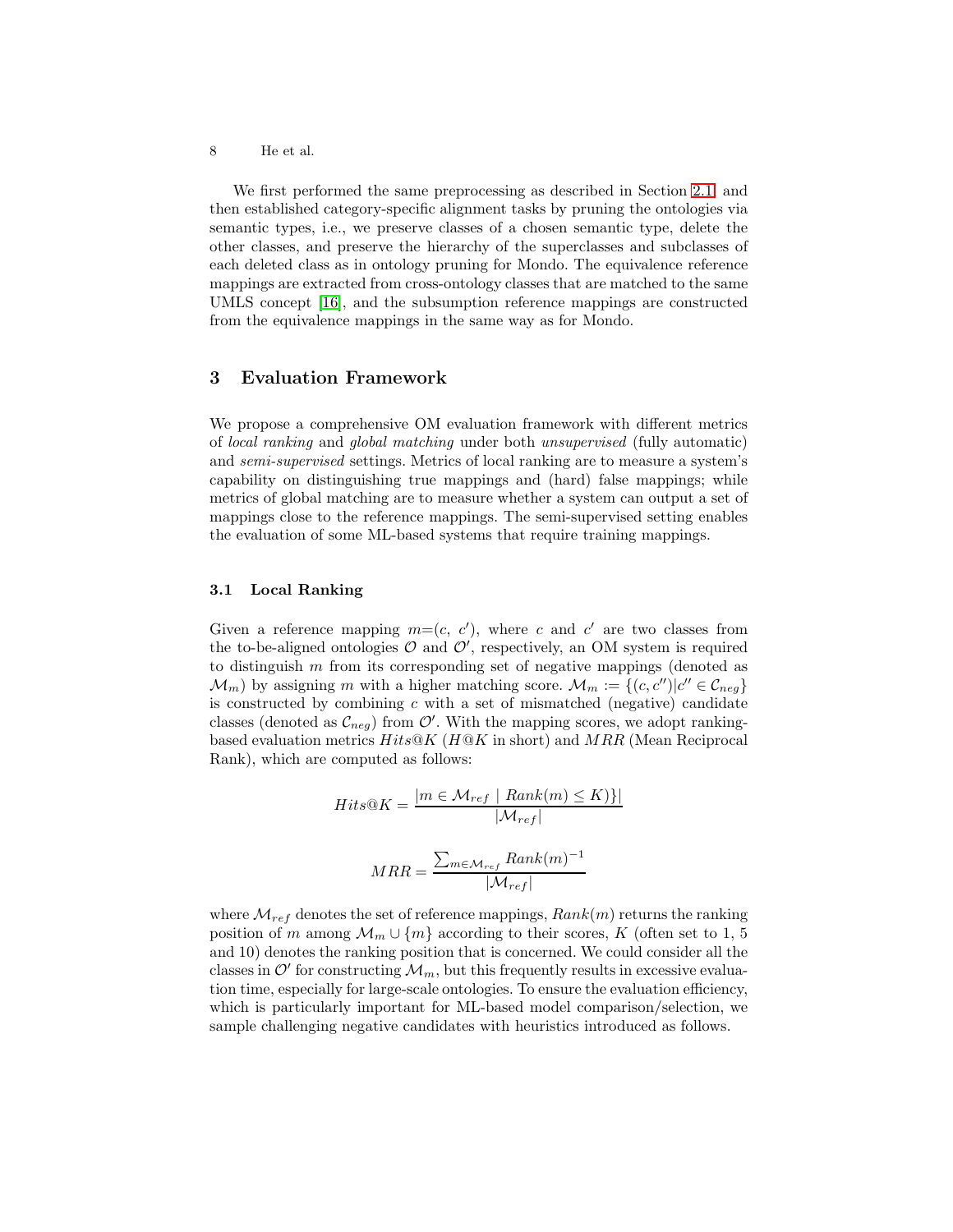We first performed the same preprocessing as described in Section 2.1 and then established category-specific alignment tasks by pruning the ontologies via semantic types, i.e., we preserve classes of a chosen semantic type, delete the other classes, and preserve the hierarchy of the superclasses and subclasses of each deleted class as in ontology pruning for Mondo. The equivalence reference mappings are extracted from cross-ontology classes that are matched to the same UMLS concept [16], and the subsumption reference mappings are constructed from the equivalence mappings in the same way as for Mondo.

## 3 Evaluation Framework

We propose a comprehensive OM evaluation framework with different metrics of *local ranking* and *global matching* under both *unsupervised* (fully automatic) and *semi-supervised* settings. Metrics of local ranking are to measure a system's capability on distinguishing true mappings and (hard) false mappings; while metrics of global matching are to measure whether a system can output a set of mappings close to the reference mappings. The semi-supervised setting enables the evaluation of some ML-based systems that require training mappings.

### 3.1 Local Ranking

Given a reference mapping $m$=($c$, $c'$), where $c$ and $c'$ are two classes from the to-be-aligned ontologies $\mathcal{O}$ and $\mathcal{O}'$, respectively, an OM system is required to distinguish $m$ from its corresponding set of negative mappings (denoted as $\mathcal{M}_m$) by assigning $m$ with a higher matching score. $\mathcal{M}_m := \{(c, c'')|c'' \in \mathcal{C}_{neg}\}$ is constructed by combining $c$ with a set of mismatched (negative) candidate classes (denoted as $\mathcal{C}_{neg}$) from $\mathcal{O}'$. With the mapping scores, we adopt ranking-based evaluation metrics $Hits@K$ ($H@K$ in short) and $MRR$ (Mean Reciprocal Rank), which are computed as follows:

$$Hits@K = \frac{|m \in \mathcal{M}_{ref} \mid Rank(m) \leq K)\}|}{|\mathcal{M}_{ref}|}$$

$$MRR = \frac{\sum_{m \in \mathcal{M}_{ref}} Rank(m)^{-1}}{|\mathcal{M}_{ref}|}$$

where $\mathcal{M}_{ref}$ denotes the set of reference mappings, $Rank(m)$ returns the ranking position of $m$ among $\mathcal{M}_m \cup \{m\}$ according to their scores, $K$ (often set to 1, 5 and 10) denotes the ranking position that is concerned. We could consider all the classes in $\mathcal{O}'$ for constructing $\mathcal{M}_m$, but this frequently results in excessive evaluation time, especially for large-scale ontologies. To ensure the evaluation efficiency, which is particularly important for ML-based model comparison/selection, we sample challenging negative candidates with heuristics introduced as follows.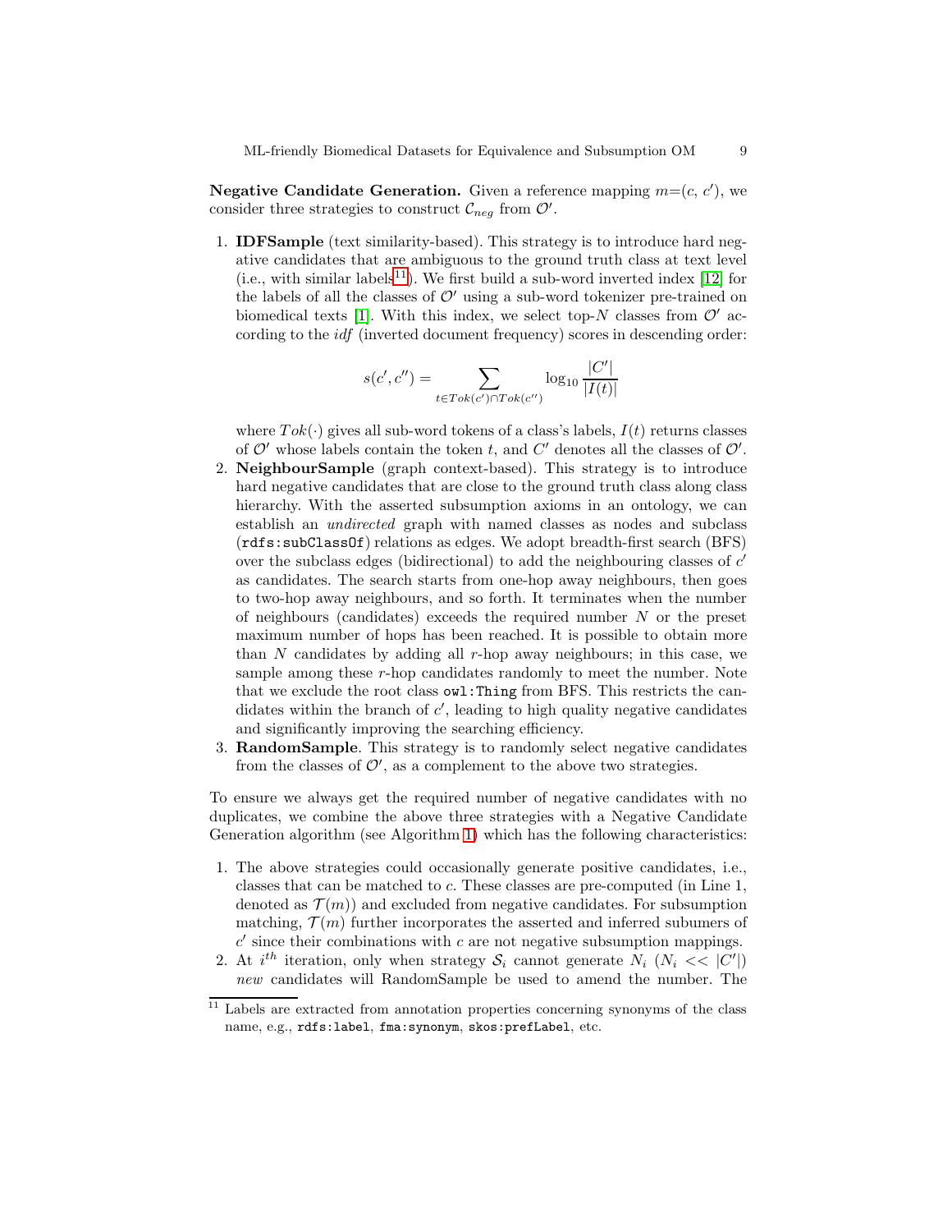**Negative Candidate Generation.** Given a reference mapping $m=(c, c')$, we consider three strategies to construct $\mathcal{C}_{neg}$ from $\mathcal{O}'$.

1. **IDFSample** (text similarity-based). This strategy is to introduce hard negative candidates that are ambiguous to the ground truth class at text level (i.e., with similar labels[11]). We first build a sub-word inverted index [12] for the labels of all the classes of $\mathcal{O}'$ using a sub-word tokenizer pre-trained on biomedical texts [1]. With this index, we select top-$N$ classes from $\mathcal{O}'$ according to the *idf* (inverted document frequency) scores in descending order:

$$s(c', c'') = \sum_{t \in Tok(c') \cap Tok(c'')} \log_{10} \frac{|C'|}{|I(t)|}$$

   where $Tok(\cdot)$ gives all sub-word tokens of a class's labels, $I(t)$ returns classes of $\mathcal{O}'$ whose labels contain the token $t$, and $C'$ denotes all the classes of $\mathcal{O}'$.
2. **NeighbourSample** (graph context-based). This strategy is to introduce hard negative candidates that are close to the ground truth class along class hierarchy. With the asserted subsumption axioms in an ontology, we can establish an *undirected* graph with named classes as nodes and subclass (`rdfs:subClassOf`) relations as edges. We adopt breadth-first search (BFS) over the subclass edges (bidirectional) to add the neighbouring classes of $c'$ as candidates. The search starts from one-hop away neighbours, then goes to two-hop away neighbours, and so forth. It terminates when the number of neighbours (candidates) exceeds the required number $N$ or the preset maximum number of hops has been reached. It is possible to obtain more than $N$ candidates by adding all $r$-hop away neighbours; in this case, we sample among these $r$-hop candidates randomly to meet the number. Note that we exclude the root class `owl:Thing` from BFS. This restricts the candidates within the branch of $c'$, leading to high quality negative candidates and significantly improving the searching efficiency.
3. **RandomSample**. This strategy is to randomly select negative candidates from the classes of $\mathcal{O}'$, as a complement to the above two strategies.

To ensure we always get the required number of negative candidates with no duplicates, we combine the above three strategies with a Negative Candidate Generation algorithm (see Algorithm 1) which has the following characteristics:

1. The above strategies could occasionally generate positive candidates, i.e., classes that can be matched to $c$. These classes are pre-computed (in Line 1, denoted as $\mathcal{T}(m)$) and excluded from negative candidates. For subsumption matching, $\mathcal{T}(m)$ further incorporates the asserted and inferred subsumers of $c'$ since their combinations with $c$ are not negative subsumption mappings.
2. At $i^{th}$ iteration, only when strategy $\mathcal{S}_i$ cannot generate $N_i$ ($N_i << |C'|$) *new* candidates will RandomSample be used to amend the number. The

[11] Labels are extracted from annotation properties concerning synonyms of the class name, e.g., `rdfs:label`, `fma:synonym`, `skos:prefLabel`, etc.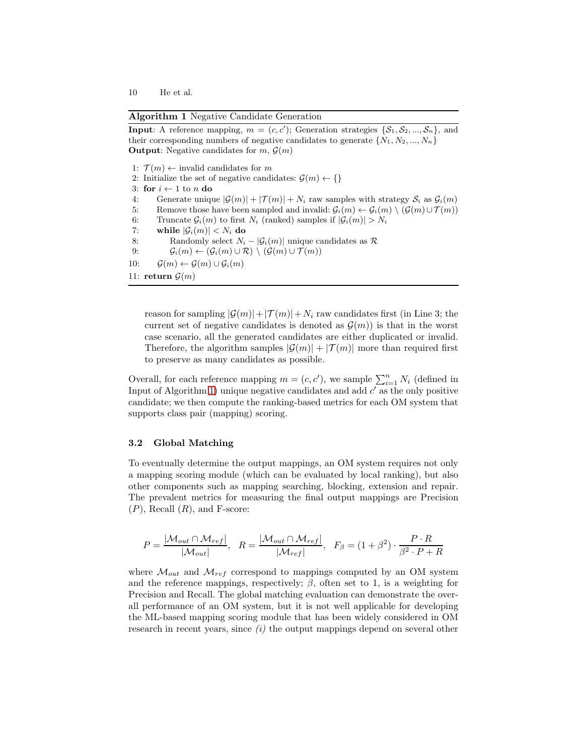**Algorithm 1** Negative Candidate Generation

**Input**: A reference mapping, $m = (c, c')$; Generation strategies $\{\mathcal{S}_1, \mathcal{S}_2, ..., \mathcal{S}_n\}$, and their corresponding numbers of negative candidates to generate $\{N_1, N_2, ..., N_n\}$
**Output**: Negative candidates for $m$, $\mathcal{G}(m)$

```
1: T(m) ← invalid candidates for m
2: Initialize the set of negative candidates: G(m) ← {}
3: for i ← 1 to n do
4:     Generate unique |G(m)| + |T(m)| + N_i raw samples with strategy S_i as G_i(m)
5:     Remove those have been sampled and invalid: G_i(m) ← G_i(m) \ (G(m) ∪ T(m))
6:     Truncate G_i(m) to first N_i (ranked) samples if |G_i(m)| > N_i
7:     while |G_i(m)| < N_i do
8:         Randomly select N_i − |G_i(m)| unique candidates as R
9:         G_i(m) ← (G_i(m) ∪ R) \ (G(m) ∪ T(m))
10:    G(m) ← G(m) ∪ G_i(m)
11: return G(m)
```

reason for sampling $|\mathcal{G}(m)| + |\mathcal{T}(m)| + N_i$ raw candidates first (in Line 3; the current set of negative candidates is denoted as $\mathcal{G}(m)$) is that in the worst case scenario, all the generated candidates are either duplicated or invalid. Therefore, the algorithm samples $|\mathcal{G}(m)| + |\mathcal{T}(m)|$ more than required first to preserve as many candidates as possible.

Overall, for each reference mapping $m = (c, c')$, we sample $\sum_{i=1}^{n} N_i$ (defined in Input of Algorithm 1) unique negative candidates and add $c'$ as the only positive candidate; we then compute the ranking-based metrics for each OM system that supports class pair (mapping) scoring.

### 3.2 Global Matching

To eventually determine the output mappings, an OM system requires not only a mapping scoring module (which can be evaluated by local ranking), but also other components such as mapping searching, blocking, extension and repair. The prevalent metrics for measuring the final output mappings are Precision ($P$), Recall ($R$), and F-score:

$$P = \frac{|\mathcal{M}_{out} \cap \mathcal{M}_{ref}|}{|\mathcal{M}_{out}|}, \quad R = \frac{|\mathcal{M}_{out} \cap \mathcal{M}_{ref}|}{|\mathcal{M}_{ref}|}, \quad F_\beta = (1 + \beta^2) \cdot \frac{P \cdot R}{\beta^2 \cdot P + R}$$

where $\mathcal{M}_{out}$ and $\mathcal{M}_{ref}$ correspond to mappings computed by an OM system and the reference mappings, respectively; $\beta$, often set to 1, is a weighting for Precision and Recall. The global matching evaluation can demonstrate the overall performance of an OM system, but it is not well applicable for developing the ML-based mapping scoring module that has been widely considered in OM research in recent years, since *(i)* the output mappings depend on several other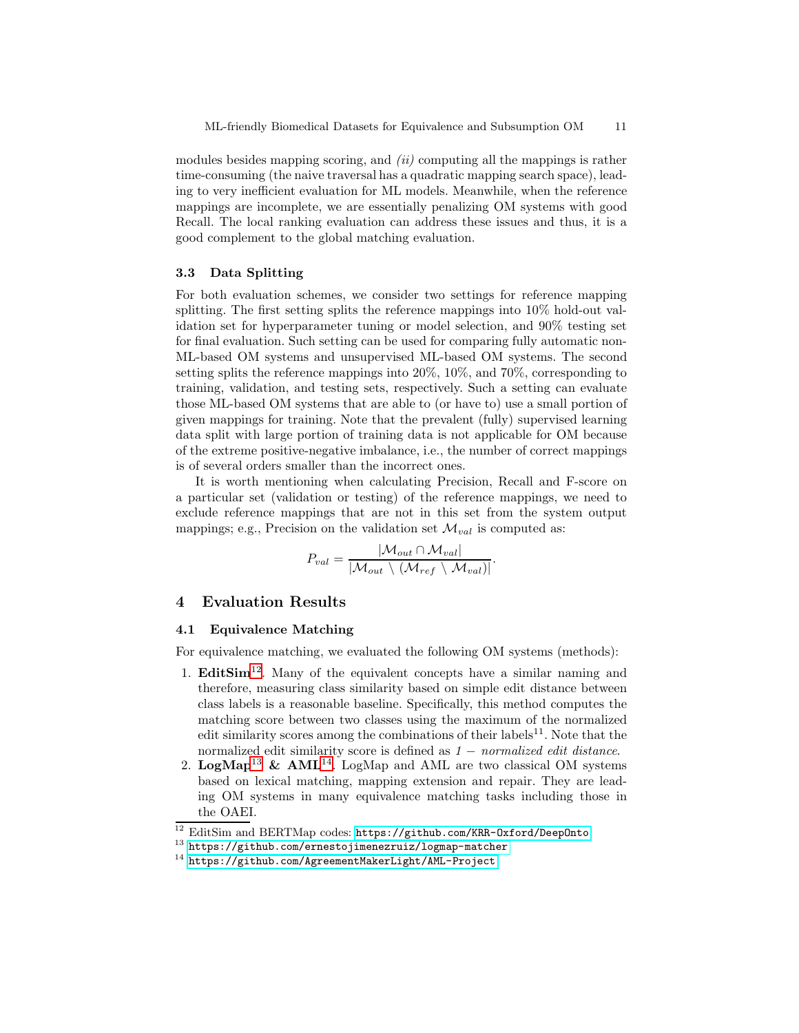modules besides mapping scoring, and *(ii)* computing all the mappings is rather time-consuming (the naive traversal has a quadratic mapping search space), leading to very inefficient evaluation for ML models. Meanwhile, when the reference mappings are incomplete, we are essentially penalizing OM systems with good Recall. The local ranking evaluation can address these issues and thus, it is a good complement to the global matching evaluation.

### 3.3 Data Splitting

For both evaluation schemes, we consider two settings for reference mapping splitting. The first setting splits the reference mappings into 10% hold-out validation set for hyperparameter tuning or model selection, and 90% testing set for final evaluation. Such setting can be used for comparing fully automatic non-ML-based OM systems and unsupervised ML-based OM systems. The second setting splits the reference mappings into 20%, 10%, and 70%, corresponding to training, validation, and testing sets, respectively. Such a setting can evaluate those ML-based OM systems that are able to (or have to) use a small portion of given mappings for training. Note that the prevalent (fully) supervised learning data split with large portion of training data is not applicable for OM because of the extreme positive-negative imbalance, i.e., the number of correct mappings is of several orders smaller than the incorrect ones.

It is worth mentioning when calculating Precision, Recall and F-score on a particular set (validation or testing) of the reference mappings, we need to exclude reference mappings that are not in this set from the system output mappings; e.g., Precision on the validation set $\mathcal{M}_{val}$ is computed as:

$$P_{val} = \frac{|\mathcal{M}_{out} \cap \mathcal{M}_{val}|}{|\mathcal{M}_{out} \setminus (\mathcal{M}_{ref} \setminus \mathcal{M}_{val})|}.$$

## 4 Evaluation Results

### 4.1 Equivalence Matching

For equivalence matching, we evaluated the following OM systems (methods):

1. **EditSim**[12]. Many of the equivalent concepts have a similar naming and therefore, measuring class similarity based on simple edit distance between class labels is a reasonable baseline. Specifically, this method computes the matching score between two classes using the maximum of the normalized edit similarity scores among the combinations of their labels[11]. Note that the normalized edit similarity score is defined as *1 − normalized edit distance*.
2. **LogMap**[13] **& AML**[14]. LogMap and AML are two classical OM systems based on lexical matching, mapping extension and repair. They are leading OM systems in many equivalence matching tasks including those in the OAEI.

[12] EditSim and BERTMap codes: https://github.com/KRR-Oxford/DeepOnto

[13] https://github.com/ernestojimenezruiz/logmap-matcher

[14] https://github.com/AgreementMakerLight/AML-Project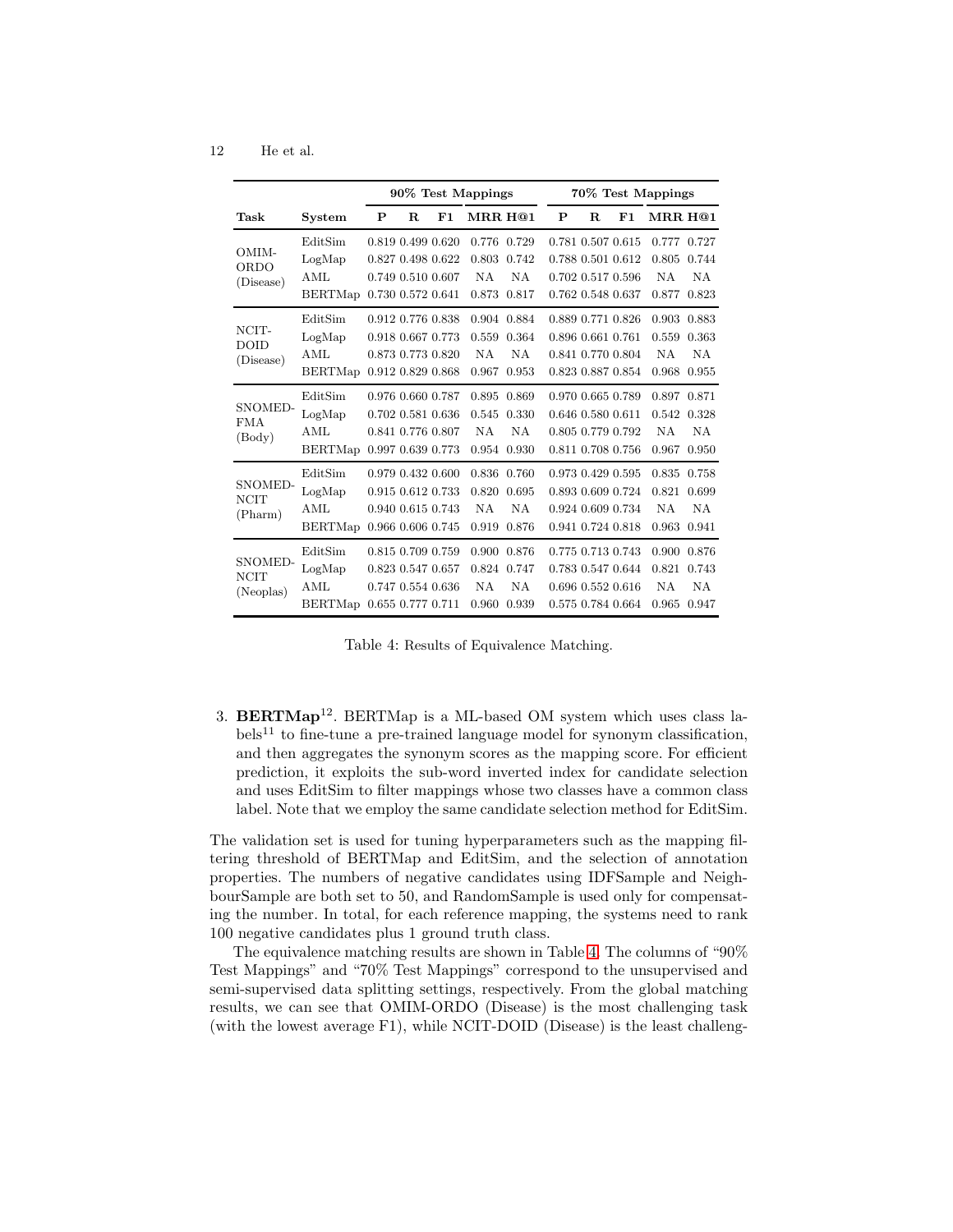| | | 90% Test Mappings | | | | | 70% Test Mappings | | | | |
|---|---|---|---|---|---|---|---|---|---|---|---|
| **Task** | **System** | **P** | **R** | **F1** | **MRR** | **H@1** | **P** | **R** | **F1** | **MRR** | **H@1** |
| OMIM-ORDO (Disease) | EditSim | 0.819 | 0.499 | 0.620 | 0.776 | 0.729 | 0.781 | 0.507 | 0.615 | 0.777 | 0.727 |
| | LogMap | 0.827 | 0.498 | 0.622 | 0.803 | 0.742 | 0.788 | 0.501 | 0.612 | 0.805 | 0.744 |
| | AML | 0.749 | 0.510 | 0.607 | NA | NA | 0.702 | 0.517 | 0.596 | NA | NA |
| | BERTMap | 0.730 | 0.572 | 0.641 | 0.873 | 0.817 | 0.762 | 0.548 | 0.637 | 0.877 | 0.823 |
| NCIT-DOID (Disease) | EditSim | 0.912 | 0.776 | 0.838 | 0.904 | 0.884 | 0.889 | 0.771 | 0.826 | 0.903 | 0.883 |
| | LogMap | 0.918 | 0.667 | 0.773 | 0.559 | 0.364 | 0.896 | 0.661 | 0.761 | 0.559 | 0.363 |
| | AML | 0.873 | 0.773 | 0.820 | NA | NA | 0.841 | 0.770 | 0.804 | NA | NA |
| | BERTMap | 0.912 | 0.829 | 0.868 | 0.967 | 0.953 | 0.823 | 0.887 | 0.854 | 0.968 | 0.955 |
| SNOMED-FMA (Body) | EditSim | 0.976 | 0.660 | 0.787 | 0.895 | 0.869 | 0.970 | 0.665 | 0.789 | 0.897 | 0.871 |
| | LogMap | 0.702 | 0.581 | 0.636 | 0.545 | 0.330 | 0.646 | 0.580 | 0.611 | 0.542 | 0.328 |
| | AML | 0.841 | 0.776 | 0.807 | NA | NA | 0.805 | 0.779 | 0.792 | NA | NA |
| | BERTMap | 0.997 | 0.639 | 0.773 | 0.954 | 0.930 | 0.811 | 0.708 | 0.756 | 0.967 | 0.950 |
| SNOMED-NCIT (Pharm) | EditSim | 0.979 | 0.432 | 0.600 | 0.836 | 0.760 | 0.973 | 0.429 | 0.595 | 0.835 | 0.758 |
| | LogMap | 0.915 | 0.612 | 0.733 | 0.820 | 0.695 | 0.893 | 0.609 | 0.724 | 0.821 | 0.699 |
| | AML | 0.940 | 0.615 | 0.743 | NA | NA | 0.924 | 0.609 | 0.734 | NA | NA |
| | BERTMap | 0.966 | 0.606 | 0.745 | 0.919 | 0.876 | 0.941 | 0.724 | 0.818 | 0.963 | 0.941 |
| SNOMED-NCIT (Neoplas) | EditSim | 0.815 | 0.709 | 0.759 | 0.900 | 0.876 | 0.775 | 0.713 | 0.743 | 0.900 | 0.876 |
| | LogMap | 0.823 | 0.547 | 0.657 | 0.824 | 0.747 | 0.783 | 0.547 | 0.644 | 0.821 | 0.743 |
| | AML | 0.747 | 0.554 | 0.636 | NA | NA | 0.696 | 0.552 | 0.616 | NA | NA |
| | BERTMap | 0.655 | 0.777 | 0.711 | 0.960 | 0.939 | 0.575 | 0.784 | 0.664 | 0.965 | 0.947 |

Table 4: Results of Equivalence Matching.

3. **BERTMap**[12]. BERTMap is a ML-based OM system which uses class labels[11] to fine-tune a pre-trained language model for synonym classification, and then aggregates the synonym scores as the mapping score. For efficient prediction, it exploits the sub-word inverted index for candidate selection and uses EditSim to filter mappings whose two classes have a common class label. Note that we employ the same candidate selection method for EditSim.

The validation set is used for tuning hyperparameters such as the mapping filtering threshold of BERTMap and EditSim, and the selection of annotation properties. The numbers of negative candidates using IDFSample and NeighbourSample are both set to 50, and RandomSample is used only for compensating the number. In total, for each reference mapping, the systems need to rank 100 negative candidates plus 1 ground truth class.

The equivalence matching results are shown in Table 4. The columns of "90% Test Mappings" and "70% Test Mappings" correspond to the unsupervised and semi-supervised data splitting settings, respectively. From the global matching results, we can see that OMIM-ORDO (Disease) is the most challenging task (with the lowest average F1), while NCIT-DOID (Disease) is the least challeng-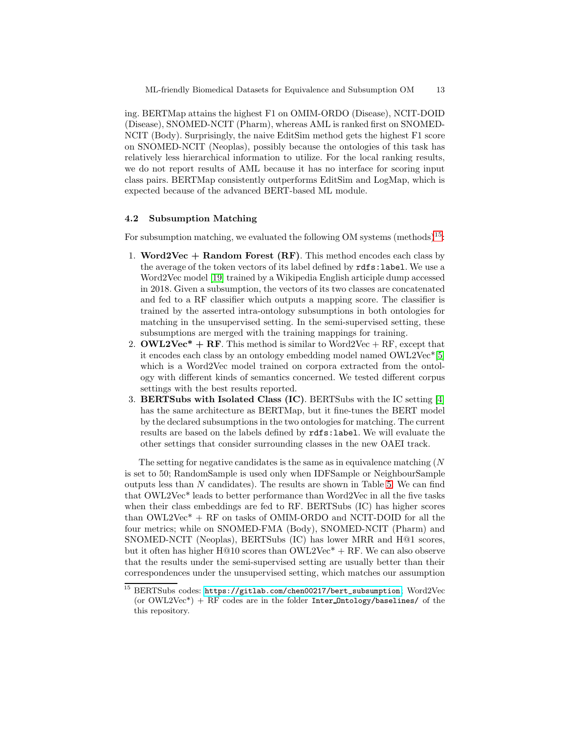ing. BERTMap attains the highest F1 on OMIM-ORDO (Disease), NCIT-DOID (Disease), SNOMED-NCIT (Pharm), whereas AML is ranked first on SNOMED-NCIT (Body). Surprisingly, the naive EditSim method gets the highest F1 score on SNOMED-NCIT (Neoplas), possibly because the ontologies of this task has relatively less hierarchical information to utilize. For the local ranking results, we do not report results of AML because it has no interface for scoring input class pairs. BERTMap consistently outperforms EditSim and LogMap, which is expected because of the advanced BERT-based ML module.

### 4.2 Subsumption Matching

For subsumption matching, we evaluated the following OM systems (methods)[15]:

1. **Word2Vec + Random Forest (RF)**. This method encodes each class by the average of the token vectors of its label defined by `rdfs:label`. We use a Word2Vec model [19] trained by a Wikipedia English articiple dump accessed in 2018. Given a subsumption, the vectors of its two classes are concatenated and fed to a RF classifier which outputs a mapping score. The classifier is trained by the asserted intra-ontology subsumptions in both ontologies for matching in the unsupervised setting. In the semi-supervised setting, these subsumptions are merged with the training mappings for training.
2. **OWL2Vec* + RF**. This method is similar to Word2Vec + RF, except that it encodes each class by an ontology embedding model named OWL2Vec*[5] which is a Word2Vec model trained on corpora extracted from the ontology with different kinds of semantics concerned. We tested different corpus settings with the best results reported.
3. **BERTSubs with Isolated Class (IC)**. BERTSubs with the IC setting [4] has the same architecture as BERTMap, but it fine-tunes the BERT model by the declared subsumptions in the two ontologies for matching. The current results are based on the labels defined by `rdfs:label`. We will evaluate the other settings that consider surrounding classes in the new OAEI track.

The setting for negative candidates is the same as in equivalence matching ($N$ is set to 50; RandomSample is used only when IDFSample or NeighbourSample outputs less than $N$ candidates). The results are shown in Table 5. We can find that OWL2Vec* leads to better performance than Word2Vec in all the five tasks when their class embeddings are fed to RF. BERTSubs (IC) has higher scores than OWL2Vec* + RF on tasks of OMIM-ORDO and NCIT-DOID for all the four metrics; while on SNOMED-FMA (Body), SNOMED-NCIT (Pharm) and SNOMED-NCIT (Neoplas), BERTSubs (IC) has lower MRR and H@1 scores, but it often has higher H@10 scores than OWL2Vec* + RF. We can also observe that the results under the semi-supervised setting are usually better than their correspondences under the unsupervised setting, which matches our assumption

[15] BERTSubs codes: https://gitlab.com/chen00217/bert_subsumption; Word2Vec (or OWL2Vec*) + RF codes are in the folder `Inter_Ontology/baselines/` of the this repository.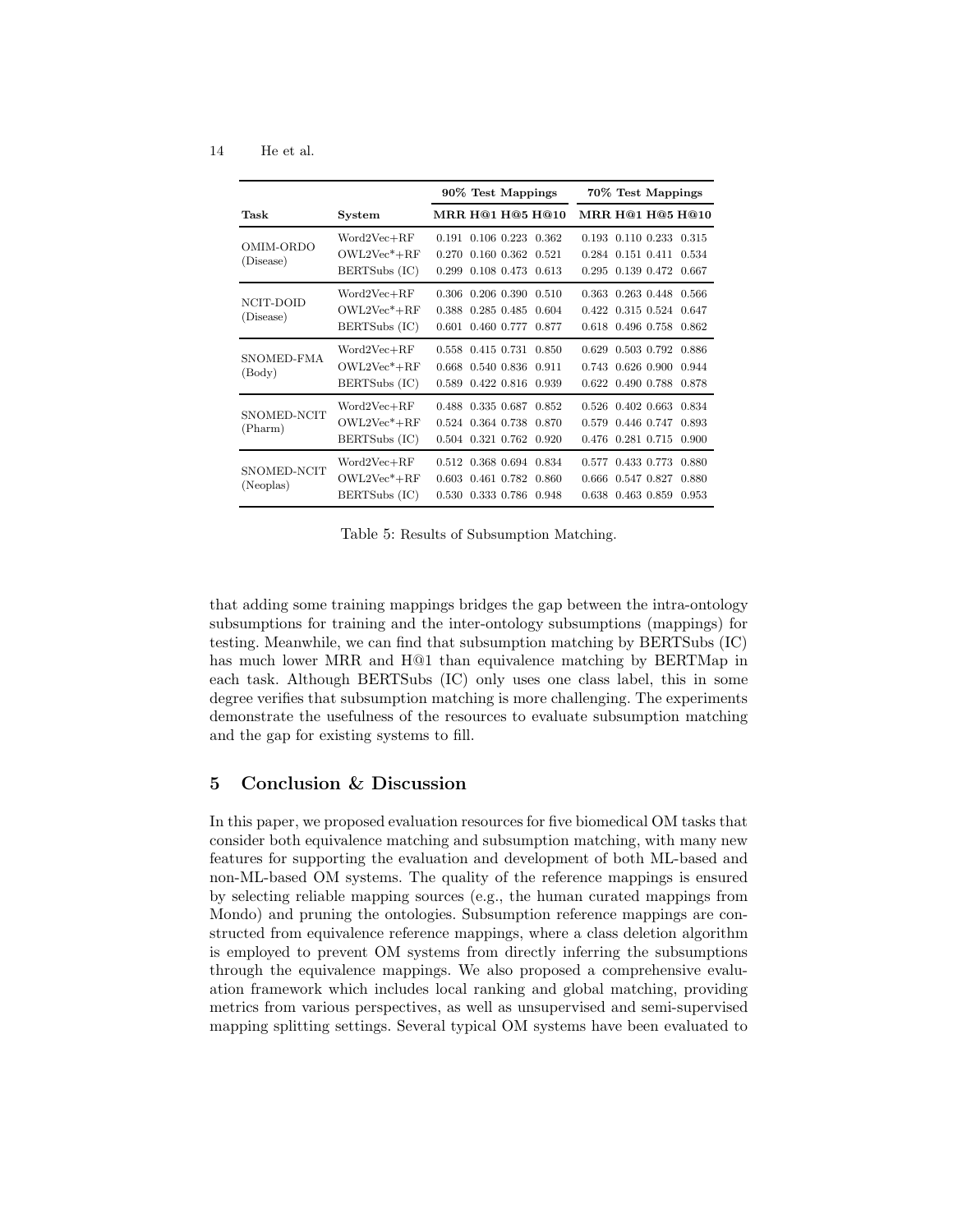| Task | System | 90% Test Mappings | | | | 70% Test Mappings | | | |
|---|---|---|---|---|---|---|---|---|---|
| | | **MRR** | **H@1** | **H@5** | **H@10** | **MRR** | **H@1** | **H@5** | **H@10** |
| OMIM-ORDO (Disease) | Word2Vec+RF | 0.191 | 0.106 | 0.223 | 0.362 | 0.193 | 0.110 | 0.233 | 0.315 |
| | OWL2Vec*+RF | 0.270 | 0.160 | 0.362 | 0.521 | 0.284 | 0.151 | 0.411 | 0.534 |
| | BERTSubs (IC) | 0.299 | 0.108 | 0.473 | 0.613 | 0.295 | 0.139 | 0.472 | 0.667 |
| NCIT-DOID (Disease) | Word2Vec+RF | 0.306 | 0.206 | 0.390 | 0.510 | 0.363 | 0.263 | 0.448 | 0.566 |
| | OWL2Vec*+RF | 0.388 | 0.285 | 0.485 | 0.604 | 0.422 | 0.315 | 0.524 | 0.647 |
| | BERTSubs (IC) | 0.601 | 0.460 | 0.777 | 0.877 | 0.618 | 0.496 | 0.758 | 0.862 |
| SNOMED-FMA (Body) | Word2Vec+RF | 0.558 | 0.415 | 0.731 | 0.850 | 0.629 | 0.503 | 0.792 | 0.886 |
| | OWL2Vec*+RF | 0.668 | 0.540 | 0.836 | 0.911 | 0.743 | 0.626 | 0.900 | 0.944 |
| | BERTSubs (IC) | 0.589 | 0.422 | 0.816 | 0.939 | 0.622 | 0.490 | 0.788 | 0.878 |
| SNOMED-NCIT (Pharm) | Word2Vec+RF | 0.488 | 0.335 | 0.687 | 0.852 | 0.526 | 0.402 | 0.663 | 0.834 |
| | OWL2Vec*+RF | 0.524 | 0.364 | 0.738 | 0.870 | 0.579 | 0.446 | 0.747 | 0.893 |
| | BERTSubs (IC) | 0.504 | 0.321 | 0.762 | 0.920 | 0.476 | 0.281 | 0.715 | 0.900 |
| SNOMED-NCIT (Neoplas) | Word2Vec+RF | 0.512 | 0.368 | 0.694 | 0.834 | 0.577 | 0.433 | 0.773 | 0.880 |
| | OWL2Vec*+RF | 0.603 | 0.461 | 0.782 | 0.860 | 0.666 | 0.547 | 0.827 | 0.880 |
| | BERTSubs (IC) | 0.530 | 0.333 | 0.786 | 0.948 | 0.638 | 0.463 | 0.859 | 0.953 |

Table 5: Results of Subsumption Matching.

that adding some training mappings bridges the gap between the intra-ontology subsumptions for training and the inter-ontology subsumptions (mappings) for testing. Meanwhile, we can find that subsumption matching by BERTSubs (IC) has much lower MRR and H@1 than equivalence matching by BERTMap in each task. Although BERTSubs (IC) only uses one class label, this in some degree verifies that subsumption matching is more challenging. The experiments demonstrate the usefulness of the resources to evaluate subsumption matching and the gap for existing systems to fill.

## 5 Conclusion & Discussion

In this paper, we proposed evaluation resources for five biomedical OM tasks that consider both equivalence matching and subsumption matching, with many new features for supporting the evaluation and development of both ML-based and non-ML-based OM systems. The quality of the reference mappings is ensured by selecting reliable mapping sources (e.g., the human curated mappings from Mondo) and pruning the ontologies. Subsumption reference mappings are constructed from equivalence reference mappings, where a class deletion algorithm is employed to prevent OM systems from directly inferring the subsumptions through the equivalence mappings. We also proposed a comprehensive evaluation framework which includes local ranking and global matching, providing metrics from various perspectives, as well as unsupervised and semi-supervised mapping splitting settings. Several typical OM systems have been evaluated to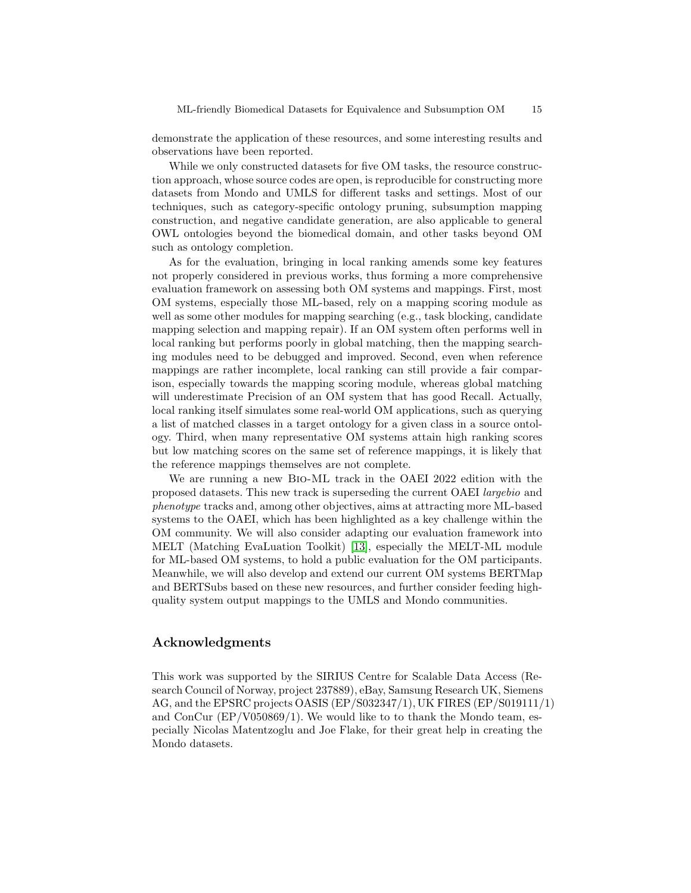demonstrate the application of these resources, and some interesting results and observations have been reported.

While we only constructed datasets for five OM tasks, the resource construction approach, whose source codes are open, is reproducible for constructing more datasets from Mondo and UMLS for different tasks and settings. Most of our techniques, such as category-specific ontology pruning, subsumption mapping construction, and negative candidate generation, are also applicable to general OWL ontologies beyond the biomedical domain, and other tasks beyond OM such as ontology completion.

As for the evaluation, bringing in local ranking amends some key features not properly considered in previous works, thus forming a more comprehensive evaluation framework on assessing both OM systems and mappings. First, most OM systems, especially those ML-based, rely on a mapping scoring module as well as some other modules for mapping searching (e.g., task blocking, candidate mapping selection and mapping repair). If an OM system often performs well in local ranking but performs poorly in global matching, then the mapping searching modules need to be debugged and improved. Second, even when reference mappings are rather incomplete, local ranking can still provide a fair comparison, especially towards the mapping scoring module, whereas global matching will underestimate Precision of an OM system that has good Recall. Actually, local ranking itself simulates some real-world OM applications, such as querying a list of matched classes in a target ontology for a given class in a source ontology. Third, when many representative OM systems attain high ranking scores but low matching scores on the same set of reference mappings, it is likely that the reference mappings themselves are not complete.

We are running a new Bio-ML track in the OAEI 2022 edition with the proposed datasets. This new track is superseding the current OAEI *largebio* and *phenotype* tracks and, among other objectives, aims at attracting more ML-based systems to the OAEI, which has been highlighted as a key challenge within the OM community. We will also consider adapting our evaluation framework into MELT (Matching EvaLuation Toolkit) [13], especially the MELT-ML module for ML-based OM systems, to hold a public evaluation for the OM participants. Meanwhile, we will also develop and extend our current OM systems BERTMap and BERTSubs based on these new resources, and further consider feeding high-quality system output mappings to the UMLS and Mondo communities.

## Acknowledgments

This work was supported by the SIRIUS Centre for Scalable Data Access (Research Council of Norway, project 237889), eBay, Samsung Research UK, Siemens AG, and the EPSRC projects OASIS (EP/S032347/1), UK FIRES (EP/S019111/1) and ConCur (EP/V050869/1). We would like to to thank the Mondo team, especially Nicolas Matentzoglu and Joe Flake, for their great help in creating the Mondo datasets.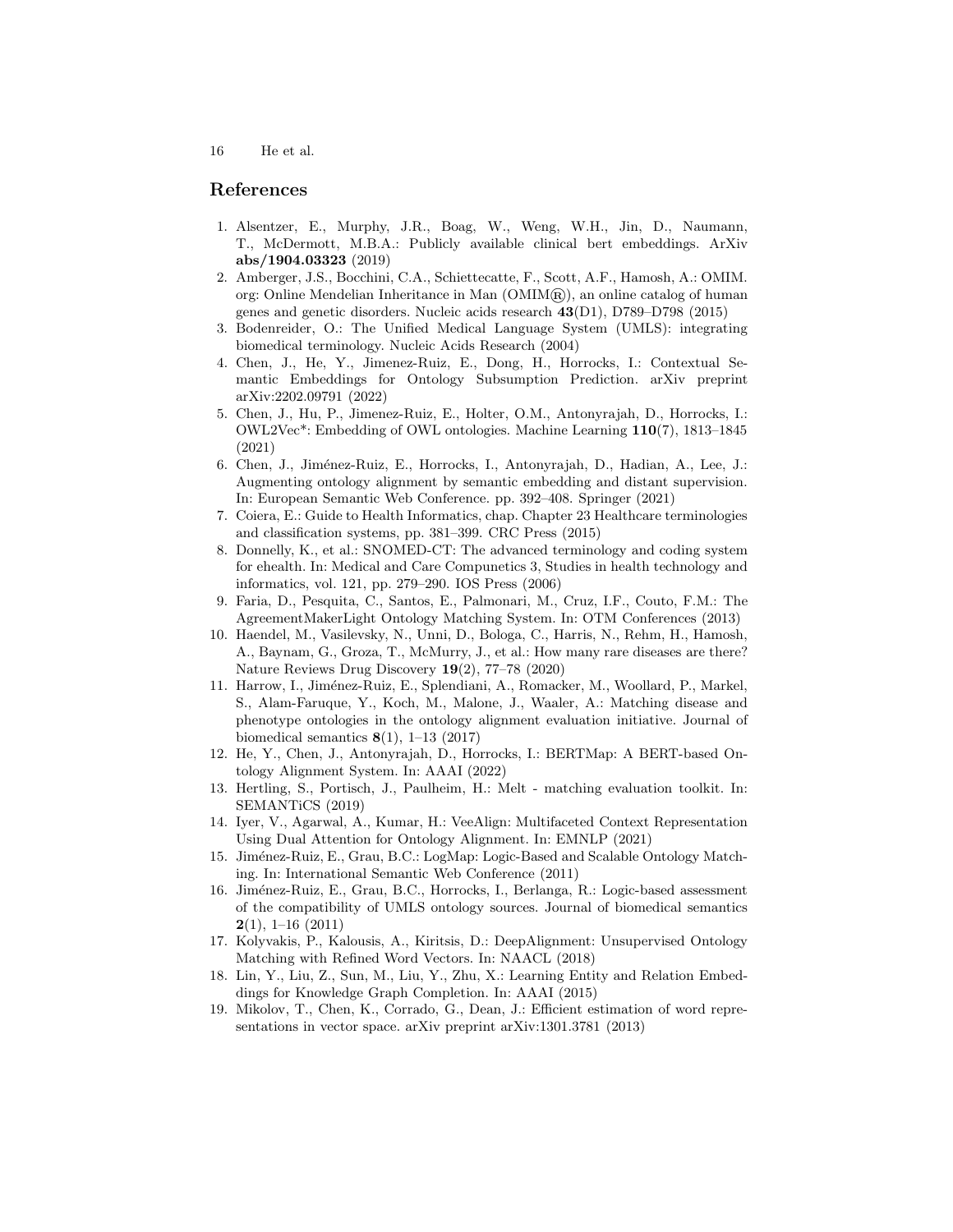## References

1. Alsentzer, E., Murphy, J.R., Boag, W., Weng, W.H., Jin, D., Naumann, T., McDermott, M.B.A.: Publicly available clinical bert embeddings. ArXiv **abs/1904.03323** (2019)
2. Amberger, J.S., Bocchini, C.A., Schiettecatte, F., Scott, A.F., Hamosh, A.: OMIM.org: Online Mendelian Inheritance in Man (OMIM®), an online catalog of human genes and genetic disorders. Nucleic acids research **43**(D1), D789–D798 (2015)
3. Bodenreider, O.: The Unified Medical Language System (UMLS): integrating biomedical terminology. Nucleic Acids Research (2004)
4. Chen, J., He, Y., Jimenez-Ruiz, E., Dong, H., Horrocks, I.: Contextual Semantic Embeddings for Ontology Subsumption Prediction. arXiv preprint arXiv:2202.09791 (2022)
5. Chen, J., Hu, P., Jimenez-Ruiz, E., Holter, O.M., Antonyrajah, D., Horrocks, I.: OWL2Vec*: Embedding of OWL ontologies. Machine Learning **110**(7), 1813–1845 (2021)
6. Chen, J., Jiménez-Ruiz, E., Horrocks, I., Antonyrajah, D., Hadian, A., Lee, J.: Augmenting ontology alignment by semantic embedding and distant supervision. In: European Semantic Web Conference. pp. 392–408. Springer (2021)
7. Coiera, E.: Guide to Health Informatics, chap. Chapter 23 Healthcare terminologies and classification systems, pp. 381–399. CRC Press (2015)
8. Donnelly, K., et al.: SNOMED-CT: The advanced terminology and coding system for ehealth. In: Medical and Care Compunetics 3, Studies in health technology and informatics, vol. 121, pp. 279–290. IOS Press (2006)
9. Faria, D., Pesquita, C., Santos, E., Palmonari, M., Cruz, I.F., Couto, F.M.: The AgreementMakerLight Ontology Matching System. In: OTM Conferences (2013)
10. Haendel, M., Vasilevsky, N., Unni, D., Bologa, C., Harris, N., Rehm, H., Hamosh, A., Baynam, G., Groza, T., McMurry, J., et al.: How many rare diseases are there? Nature Reviews Drug Discovery **19**(2), 77–78 (2020)
11. Harrow, I., Jiménez-Ruiz, E., Splendiani, A., Romacker, M., Woollard, P., Markel, S., Alam-Faruque, Y., Koch, M., Malone, J., Waaler, A.: Matching disease and phenotype ontologies in the ontology alignment evaluation initiative. Journal of biomedical semantics **8**(1), 1–13 (2017)
12. He, Y., Chen, J., Antonyrajah, D., Horrocks, I.: BERTMap: A BERT-based Ontology Alignment System. In: AAAI (2022)
13. Hertling, S., Portisch, J., Paulheim, H.: Melt - matching evaluation toolkit. In: SEMANTiCS (2019)
14. Iyer, V., Agarwal, A., Kumar, H.: VeeAlign: Multifaceted Context Representation Using Dual Attention for Ontology Alignment. In: EMNLP (2021)
15. Jiménez-Ruiz, E., Grau, B.C.: LogMap: Logic-Based and Scalable Ontology Matching. In: International Semantic Web Conference (2011)
16. Jiménez-Ruiz, E., Grau, B.C., Horrocks, I., Berlanga, R.: Logic-based assessment of the compatibility of UMLS ontology sources. Journal of biomedical semantics **2**(1), 1–16 (2011)
17. Kolyvakis, P., Kalousis, A., Kiritsis, D.: DeepAlignment: Unsupervised Ontology Matching with Refined Word Vectors. In: NAACL (2018)
18. Lin, Y., Liu, Z., Sun, M., Liu, Y., Zhu, X.: Learning Entity and Relation Embeddings for Knowledge Graph Completion. In: AAAI (2015)
19. Mikolov, T., Chen, K., Corrado, G., Dean, J.: Efficient estimation of word representations in vector space. arXiv preprint arXiv:1301.3781 (2013)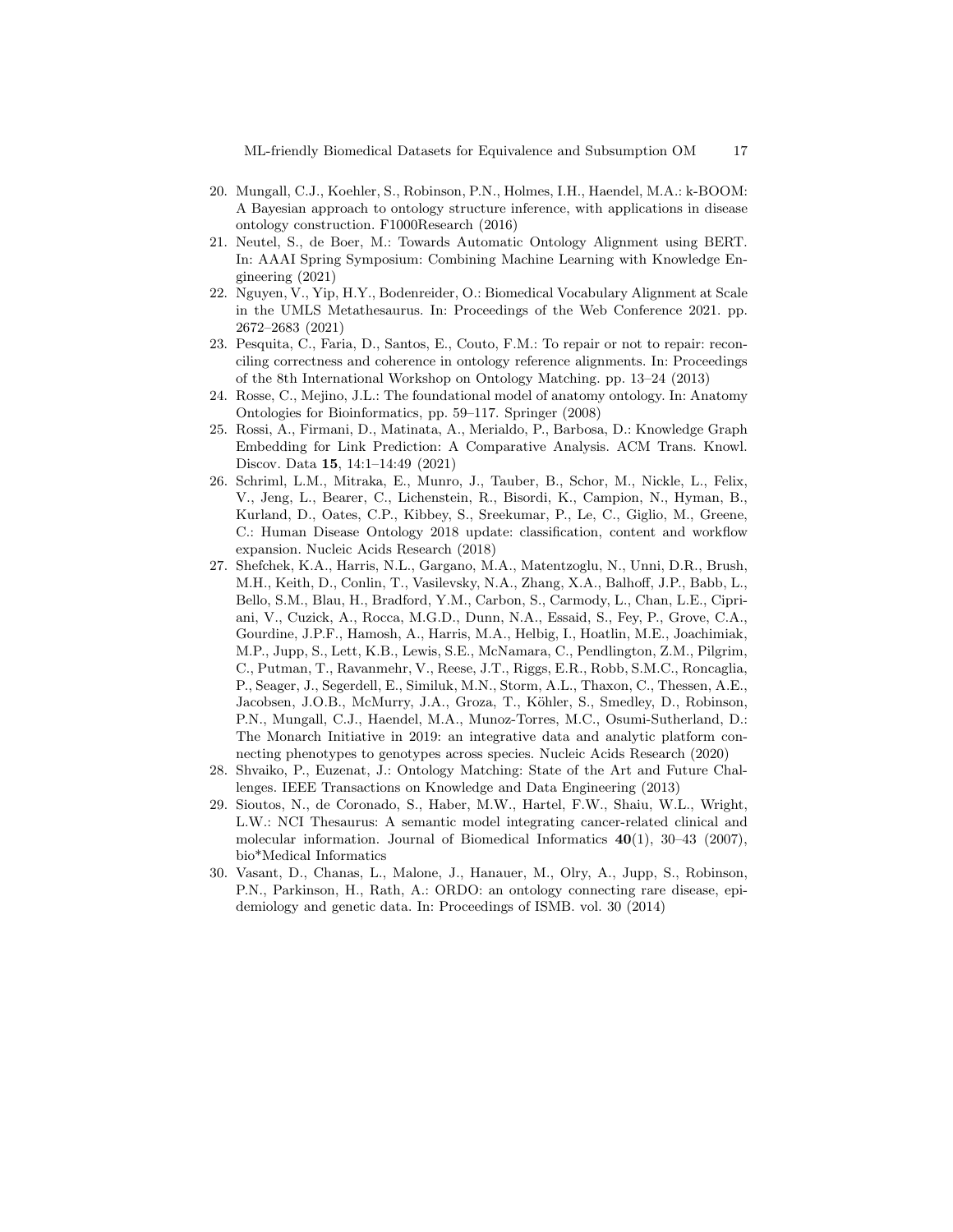20. Mungall, C.J., Koehler, S., Robinson, P.N., Holmes, I.H., Haendel, M.A.: k-BOOM: A Bayesian approach to ontology structure inference, with applications in disease ontology construction. F1000Research (2016)
21. Neutel, S., de Boer, M.: Towards Automatic Ontology Alignment using BERT. In: AAAI Spring Symposium: Combining Machine Learning with Knowledge Engineering (2021)
22. Nguyen, V., Yip, H.Y., Bodenreider, O.: Biomedical Vocabulary Alignment at Scale in the UMLS Metathesaurus. In: Proceedings of the Web Conference 2021. pp. 2672–2683 (2021)
23. Pesquita, C., Faria, D., Santos, E., Couto, F.M.: To repair or not to repair: reconciling correctness and coherence in ontology reference alignments. In: Proceedings of the 8th International Workshop on Ontology Matching. pp. 13–24 (2013)
24. Rosse, C., Mejino, J.L.: The foundational model of anatomy ontology. In: Anatomy Ontologies for Bioinformatics, pp. 59–117. Springer (2008)
25. Rossi, A., Firmani, D., Matinata, A., Merialdo, P., Barbosa, D.: Knowledge Graph Embedding for Link Prediction: A Comparative Analysis. ACM Trans. Knowl. Discov. Data **15**, 14:1–14:49 (2021)
26. Schriml, L.M., Mitraka, E., Munro, J., Tauber, B., Schor, M., Nickle, L., Felix, V., Jeng, L., Bearer, C., Lichenstein, R., Bisordi, K., Campion, N., Hyman, B., Kurland, D., Oates, C.P., Kibbey, S., Sreekumar, P., Le, C., Giglio, M., Greene, C.: Human Disease Ontology 2018 update: classification, content and workflow expansion. Nucleic Acids Research (2018)
27. Shefchek, K.A., Harris, N.L., Gargano, M.A., Matentzoglu, N., Unni, D.R., Brush, M.H., Keith, D., Conlin, T., Vasilevsky, N.A., Zhang, X.A., Balhoff, J.P., Babb, L., Bello, S.M., Blau, H., Bradford, Y.M., Carbon, S., Carmody, L., Chan, L.E., Cipriani, V., Cuzick, A., Rocca, M.G.D., Dunn, N.A., Essaid, S., Fey, P., Grove, C.A., Gourdine, J.P.F., Hamosh, A., Harris, M.A., Helbig, I., Hoatlin, M.E., Joachimiak, M.P., Jupp, S., Lett, K.B., Lewis, S.E., McNamara, C., Pendlington, Z.M., Pilgrim, C., Putman, T., Ravanmehr, V., Reese, J.T., Riggs, E.R., Robb, S.M.C., Roncaglia, P., Seager, J., Segerdell, E., Similuk, M.N., Storm, A.L., Thaxon, C., Thessen, A.E., Jacobsen, J.O.B., McMurry, J.A., Groza, T., Köhler, S., Smedley, D., Robinson, P.N., Mungall, C.J., Haendel, M.A., Munoz-Torres, M.C., Osumi-Sutherland, D.: The Monarch Initiative in 2019: an integrative data and analytic platform connecting phenotypes to genotypes across species. Nucleic Acids Research (2020)
28. Shvaiko, P., Euzenat, J.: Ontology Matching: State of the Art and Future Challenges. IEEE Transactions on Knowledge and Data Engineering (2013)
29. Sioutos, N., de Coronado, S., Haber, M.W., Hartel, F.W., Shaiu, W.L., Wright, L.W.: NCI Thesaurus: A semantic model integrating cancer-related clinical and molecular information. Journal of Biomedical Informatics **40**(1), 30–43 (2007), bio*Medical Informatics
30. Vasant, D., Chanas, L., Malone, J., Hanauer, M., Olry, A., Jupp, S., Robinson, P.N., Parkinson, H., Rath, A.: ORDO: an ontology connecting rare disease, epidemiology and genetic data. In: Proceedings of ISMB. vol. 30 (2014)